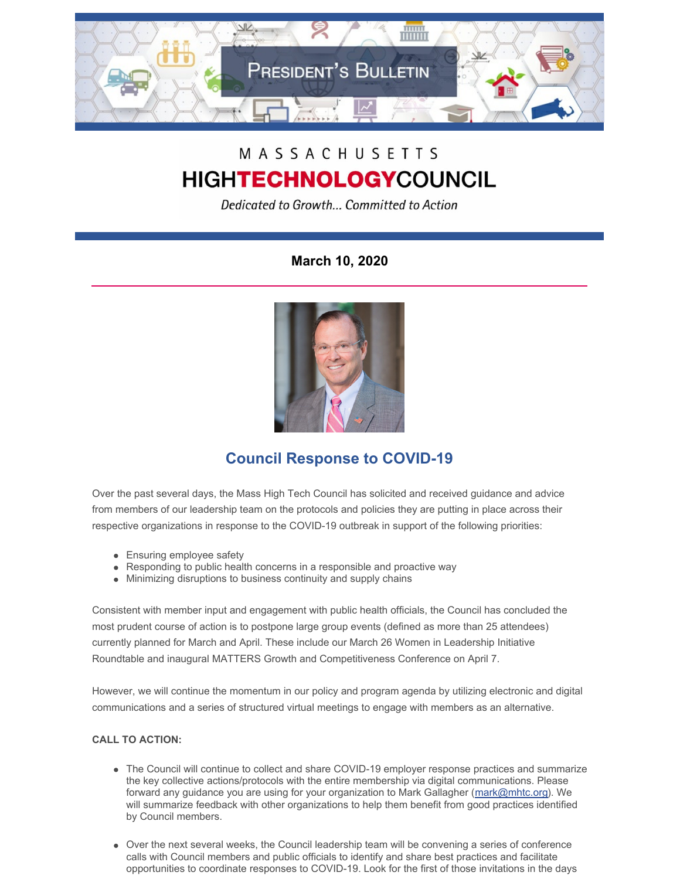PRESIDENT'S BULLETIN

MASSACHUSETTS

# HIGHTECHNOLOGYCOUNCIL

*Dedicated to Growth... Committed to Action*

**March 10, 2020**

## Council Response to COVID-19

Over the past several days, the Mass High Tech Council has solicited and received guidance and advice from members of our leadership team on the protocols and policies they are putting in place across their respective organizations in response to the COVID-19 outbreak in support of the following priorities:

- Ensuring employee safety
- Responding to public health concerns in a responsible and proactive way
- Minimizing disruptions to business continuity and supply chains

Consistent with member input and engagement with public health officials, the Council has concluded the most prudent course of action is to postpone large group events (defined as more than 25 attendees) currently planned for March and April. These include our March 26 Women in Leadership Initiative Roundtable and inaugural MATTERS Growth and Competitiveness Conference on April 7.

However, we will continue the momentum in our policy and program agenda by utilizing electronic and digital communications and a series of structured virtual meetings to engage with members as an alternative.

**CALL TO ACTION:**

- The Council will continue to collect and share COVID-19 employer response practices and summarize the key collective actions/protocols with the entire membership via digital communications. Please forward any guidance you are using for your organization to Mark Gallagher (mark@mhtc.org). We will summarize feedback with other organizations to help them benefit from good practices identified by Council members.
- Over the next several weeks, the Council leadership team will be convening a series of conference calls with Council members and public officials to identify and share best practices and facilitate opportunities to coordinate responses to COVID-19. Look for the first of those invitations in the days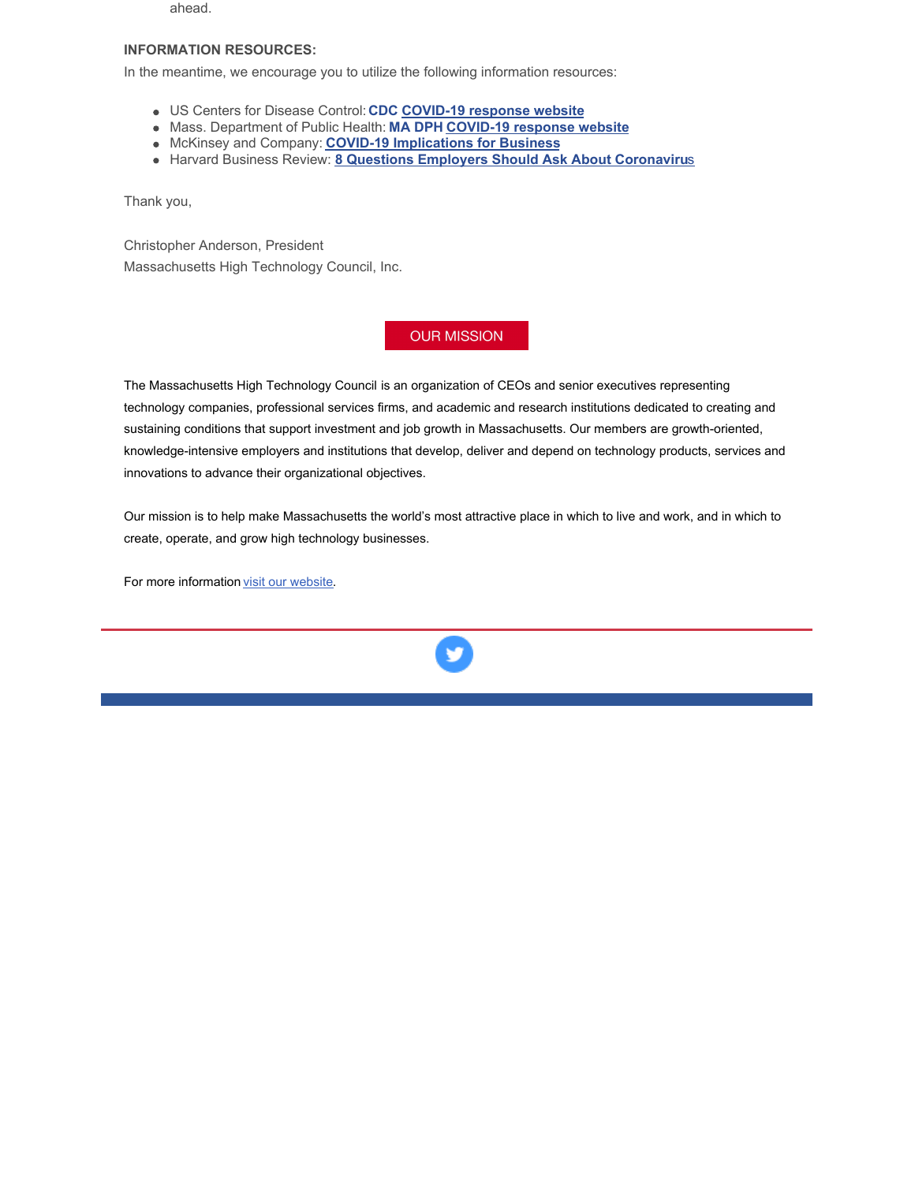ahead.

**INFORMATION RESOURCES:**

In the meantime, we encourage you to utilize the following information resources:

- US Centers for Disease Control: **CDC COVID-19 response website**
- Mass. Department of Public Health: **MA DPH COVID-19 response website**
- McKinsey and Company: **COVID-19 Implications for Business**
- Harvard Business Review: **8 Questions Employers Should Ask About Coronavirus**

Thank you,

Christopher Anderson, President
Massachusetts High Technology Council, Inc.

OUR MISSION

The Massachusetts High Technology Council is an organization of CEOs and senior executives representing technology companies, professional services firms, and academic and research institutions dedicated to creating and sustaining conditions that support investment and job growth in Massachusetts. Our members are growth-oriented, knowledge-intensive employers and institutions that develop, deliver and depend on technology products, services and innovations to advance their organizational objectives.

Our mission is to help make Massachusetts the world's most attractive place in which to live and work, and in which to create, operate, and grow high technology businesses.

For more information visit our website.